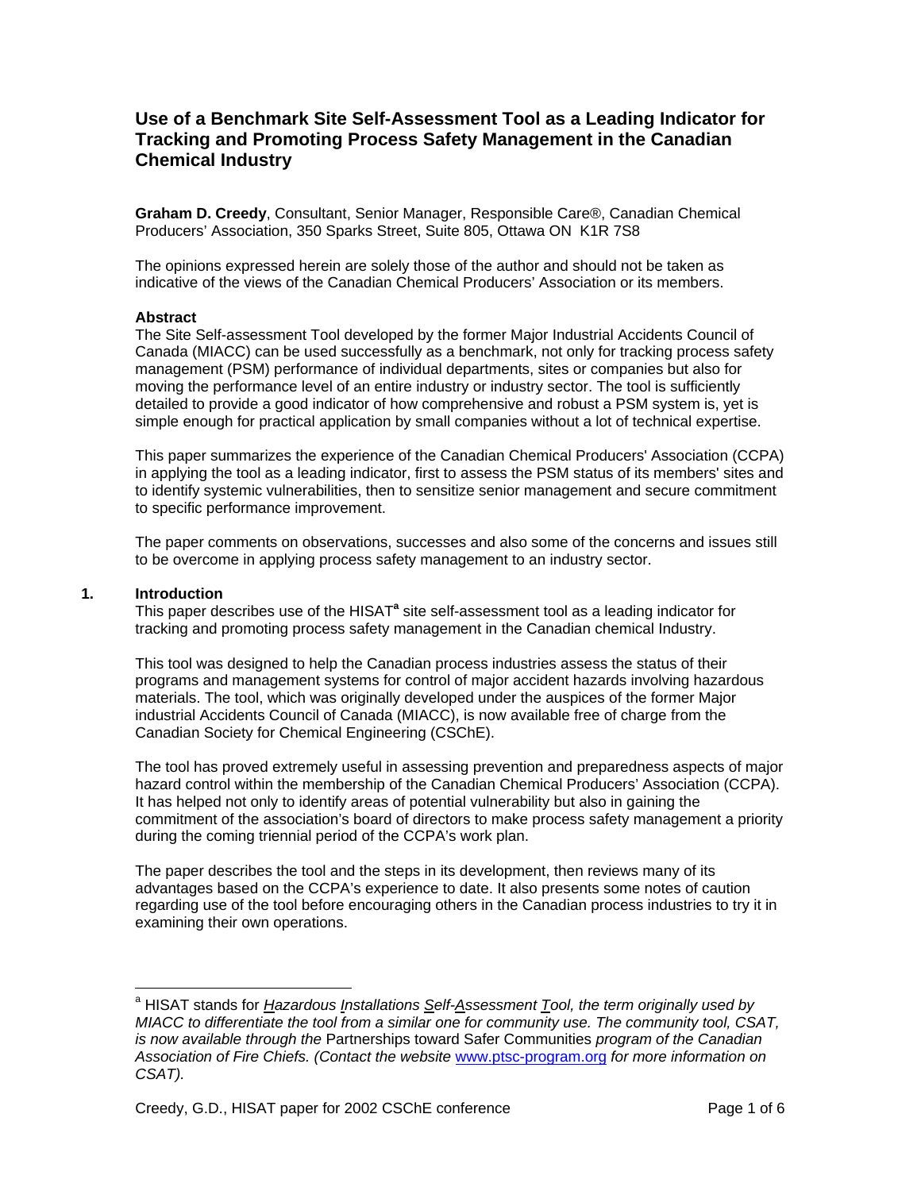# Use of a Benchmark Site Self-Assessment Tool as a Leading Indicator for Tracking and Promoting Process Safety Management in the Canadian Chemical Industry

**Graham D. Creedy**, Consultant, Senior Manager, Responsible Care®, Canadian Chemical Producers' Association, 350 Sparks Street, Suite 805, Ottawa ON K1R 7S8

The opinions expressed herein are solely those of the author and should not be taken as indicative of the views of the Canadian Chemical Producers' Association or its members.

### Abstract

The Site Self-assessment Tool developed by the former Major Industrial Accidents Council of Canada (MIACC) can be used successfully as a benchmark, not only for tracking process safety management (PSM) performance of individual departments, sites or companies but also for moving the performance level of an entire industry or industry sector. The tool is sufficiently detailed to provide a good indicator of how comprehensive and robust a PSM system is, yet is simple enough for practical application by small companies without a lot of technical expertise.

This paper summarizes the experience of the Canadian Chemical Producers' Association (CCPA) in applying the tool as a leading indicator, first to assess the PSM status of its members' sites and to identify systemic vulnerabilities, then to sensitize senior management and secure commitment to specific performance improvement.

The paper comments on observations, successes and also some of the concerns and issues still to be overcome in applying process safety management to an industry sector.

## 1. Introduction

This paper describes use of the HISAT[a] site self-assessment tool as a leading indicator for tracking and promoting process safety management in the Canadian chemical Industry.

This tool was designed to help the Canadian process industries assess the status of their programs and management systems for control of major accident hazards involving hazardous materials. The tool, which was originally developed under the auspices of the former Major industrial Accidents Council of Canada (MIACC), is now available free of charge from the Canadian Society for Chemical Engineering (CSChE).

The tool has proved extremely useful in assessing prevention and preparedness aspects of major hazard control within the membership of the Canadian Chemical Producers' Association (CCPA). It has helped not only to identify areas of potential vulnerability but also in gaining the commitment of the association's board of directors to make process safety management a priority during the coming triennial period of the CCPA's work plan.

The paper describes the tool and the steps in its development, then reviews many of its advantages based on the CCPA's experience to date. It also presents some notes of caution regarding use of the tool before encouraging others in the Canadian process industries to try it in examining their own operations.

---

[a] HISAT stands for *Hazardous Installations Self-Assessment Tool, the term originally used by MIACC to differentiate the tool from a similar one for community use. The community tool, CSAT, is now available through the* Partnerships toward Safer Communities *program of the Canadian Association of Fire Chiefs. (Contact the website* www.ptsc-program.org *for more information on CSAT).*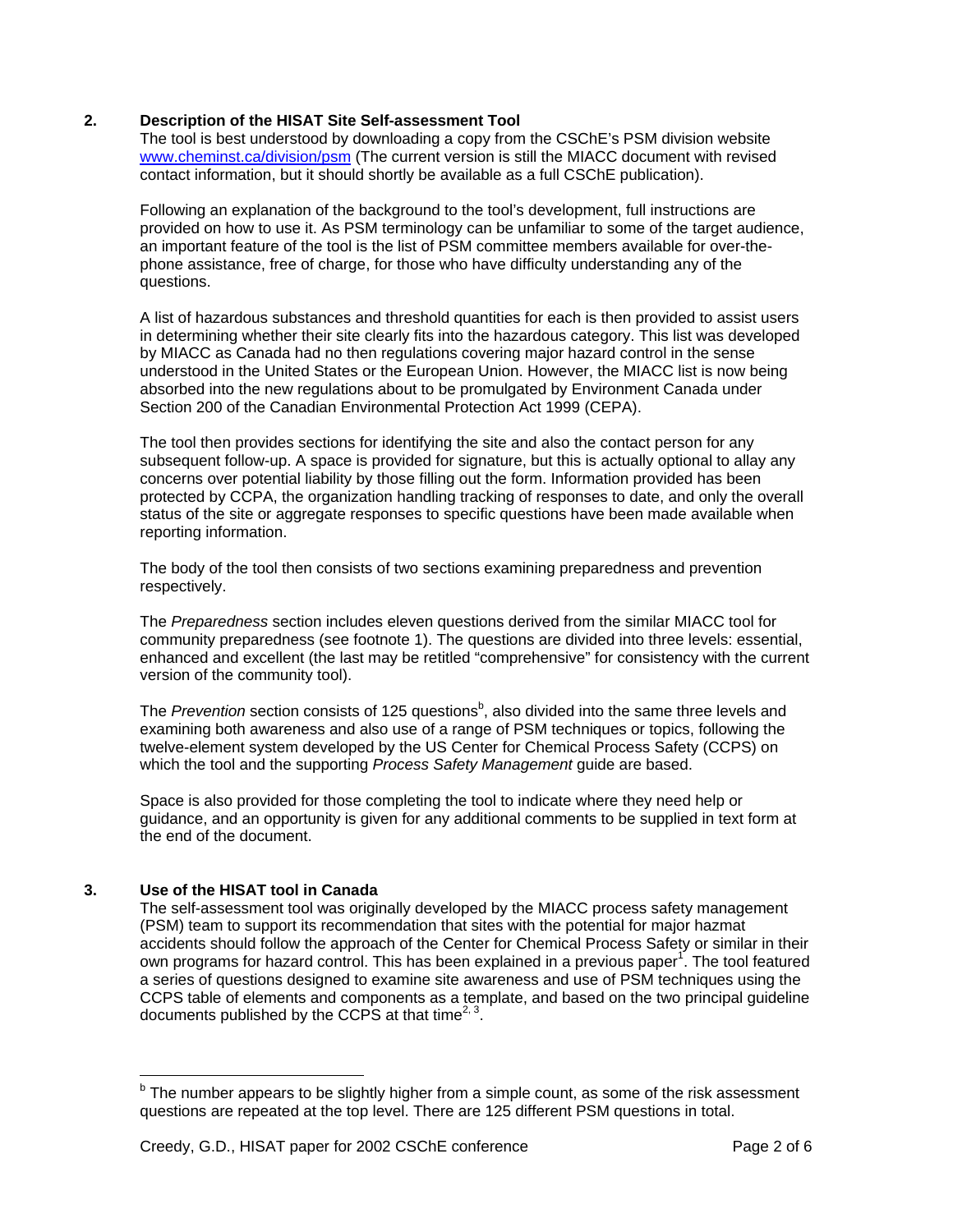## 2. Description of the HISAT Site Self-assessment Tool

The tool is best understood by downloading a copy from the CSChE's PSM division website www.cheminst.ca/division/psm (The current version is still the MIACC document with revised contact information, but it should shortly be available as a full CSChE publication).

Following an explanation of the background to the tool's development, full instructions are provided on how to use it. As PSM terminology can be unfamiliar to some of the target audience, an important feature of the tool is the list of PSM committee members available for over-the-phone assistance, free of charge, for those who have difficulty understanding any of the questions.

A list of hazardous substances and threshold quantities for each is then provided to assist users in determining whether their site clearly fits into the hazardous category. This list was developed by MIACC as Canada had no then regulations covering major hazard control in the sense understood in the United States or the European Union. However, the MIACC list is now being absorbed into the new regulations about to be promulgated by Environment Canada under Section 200 of the Canadian Environmental Protection Act 1999 (CEPA).

The tool then provides sections for identifying the site and also the contact person for any subsequent follow-up. A space is provided for signature, but this is actually optional to allay any concerns over potential liability by those filling out the form. Information provided has been protected by CCPA, the organization handling tracking of responses to date, and only the overall status of the site or aggregate responses to specific questions have been made available when reporting information.

The body of the tool then consists of two sections examining preparedness and prevention respectively.

The *Preparedness* section includes eleven questions derived from the similar MIACC tool for community preparedness (see footnote 1). The questions are divided into three levels: essential, enhanced and excellent (the last may be retitled "comprehensive" for consistency with the current version of the community tool).

The *Prevention* section consists of 125 questions[b], also divided into the same three levels and examining both awareness and also use of a range of PSM techniques or topics, following the twelve-element system developed by the US Center for Chemical Process Safety (CCPS) on which the tool and the supporting *Process Safety Management* guide are based.

Space is also provided for those completing the tool to indicate where they need help or guidance, and an opportunity is given for any additional comments to be supplied in text form at the end of the document.

## 3. Use of the HISAT tool in Canada

The self-assessment tool was originally developed by the MIACC process safety management (PSM) team to support its recommendation that sites with the potential for major hazmat accidents should follow the approach of the Center for Chemical Process Safety or similar in their own programs for hazard control. This has been explained in a previous paper[1]. The tool featured a series of questions designed to examine site awareness and use of PSM techniques using the CCPS table of elements and components as a template, and based on the two principal guideline documents published by the CCPS at that time[2, 3].

---

[b] The number appears to be slightly higher from a simple count, as some of the risk assessment questions are repeated at the top level. There are 125 different PSM questions in total.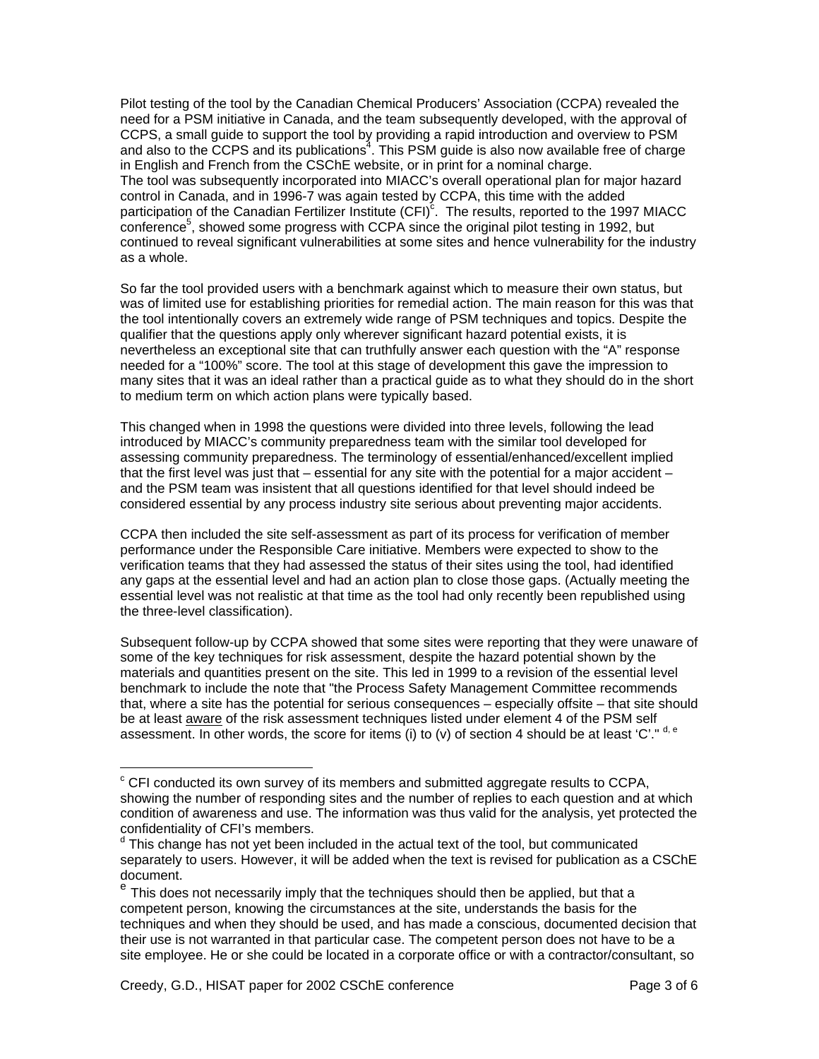Pilot testing of the tool by the Canadian Chemical Producers' Association (CCPA) revealed the need for a PSM initiative in Canada, and the team subsequently developed, with the approval of CCPS, a small guide to support the tool by providing a rapid introduction and overview to PSM and also to the CCPS and its publications[4]. This PSM guide is also now available free of charge in English and French from the CSChE website, or in print for a nominal charge.
The tool was subsequently incorporated into MIACC's overall operational plan for major hazard control in Canada, and in 1996-7 was again tested by CCPA, this time with the added participation of the Canadian Fertilizer Institute (CFI)[c]. The results, reported to the 1997 MIACC conference[5], showed some progress with CCPA since the original pilot testing in 1992, but continued to reveal significant vulnerabilities at some sites and hence vulnerability for the industry as a whole.

So far the tool provided users with a benchmark against which to measure their own status, but was of limited use for establishing priorities for remedial action. The main reason for this was that the tool intentionally covers an extremely wide range of PSM techniques and topics. Despite the qualifier that the questions apply only wherever significant hazard potential exists, it is nevertheless an exceptional site that can truthfully answer each question with the "A" response needed for a "100%" score. The tool at this stage of development this gave the impression to many sites that it was an ideal rather than a practical guide as to what they should do in the short to medium term on which action plans were typically based.

This changed when in 1998 the questions were divided into three levels, following the lead introduced by MIACC's community preparedness team with the similar tool developed for assessing community preparedness. The terminology of essential/enhanced/excellent implied that the first level was just that – essential for any site with the potential for a major accident – and the PSM team was insistent that all questions identified for that level should indeed be considered essential by any process industry site serious about preventing major accidents.

CCPA then included the site self-assessment as part of its process for verification of member performance under the Responsible Care initiative. Members were expected to show to the verification teams that they had assessed the status of their sites using the tool, had identified any gaps at the essential level and had an action plan to close those gaps. (Actually meeting the essential level was not realistic at that time as the tool had only recently been republished using the three-level classification).

Subsequent follow-up by CCPA showed that some sites were reporting that they were unaware of some of the key techniques for risk assessment, despite the hazard potential shown by the materials and quantities present on the site. This led in 1999 to a revision of the essential level benchmark to include the note that "the Process Safety Management Committee recommends that, where a site has the potential for serious consequences – especially offsite – that site should be at least <u>aware</u> of the risk assessment techniques listed under element 4 of the PSM self assessment. In other words, the score for items (i) to (v) of section 4 should be at least 'C'." [d, e]

---

[c] CFI conducted its own survey of its members and submitted aggregate results to CCPA, showing the number of responding sites and the number of replies to each question and at which condition of awareness and use. The information was thus valid for the analysis, yet protected the confidentiality of CFI's members.

[d] This change has not yet been included in the actual text of the tool, but communicated separately to users. However, it will be added when the text is revised for publication as a CSChE document.

[e] This does not necessarily imply that the techniques should then be applied, but that a competent person, knowing the circumstances at the site, understands the basis for the techniques and when they should be used, and has made a conscious, documented decision that their use is not warranted in that particular case. The competent person does not have to be a site employee. He or she could be located in a corporate office or with a contractor/consultant, so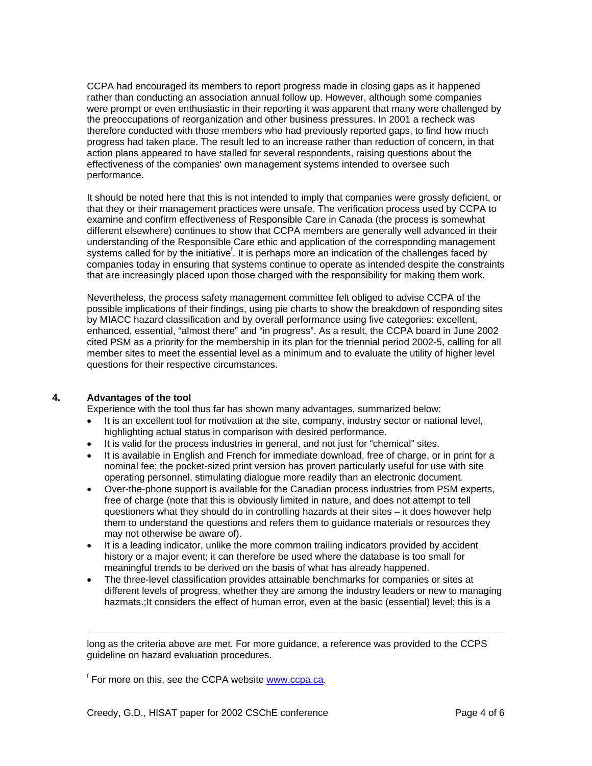CCPA had encouraged its members to report progress made in closing gaps as it happened rather than conducting an association annual follow up. However, although some companies were prompt or even enthusiastic in their reporting it was apparent that many were challenged by the preoccupations of reorganization and other business pressures. In 2001 a recheck was therefore conducted with those members who had previously reported gaps, to find how much progress had taken place. The result led to an increase rather than reduction of concern, in that action plans appeared to have stalled for several respondents, raising questions about the effectiveness of the companies' own management systems intended to oversee such performance.

It should be noted here that this is not intended to imply that companies were grossly deficient, or that they or their management practices were unsafe. The verification process used by CCPA to examine and confirm effectiveness of Responsible Care in Canada (the process is somewhat different elsewhere) continues to show that CCPA members are generally well advanced in their understanding of the Responsible Care ethic and application of the corresponding management systems called for by the initiative[f]. It is perhaps more an indication of the challenges faced by companies today in ensuring that systems continue to operate as intended despite the constraints that are increasingly placed upon those charged with the responsibility for making them work.

Nevertheless, the process safety management committee felt obliged to advise CCPA of the possible implications of their findings, using pie charts to show the breakdown of responding sites by MIACC hazard classification and by overall performance using five categories: excellent, enhanced, essential, "almost there" and "in progress". As a result, the CCPA board in June 2002 cited PSM as a priority for the membership in its plan for the triennial period 2002-5, calling for all member sites to meet the essential level as a minimum and to evaluate the utility of higher level questions for their respective circumstances.

## 4. Advantages of the tool

Experience with the tool thus far has shown many advantages, summarized below:

- It is an excellent tool for motivation at the site, company, industry sector or national level, highlighting actual status in comparison with desired performance.
- It is valid for the process industries in general, and not just for "chemical" sites.
- It is available in English and French for immediate download, free of charge, or in print for a nominal fee; the pocket-sized print version has proven particularly useful for use with site operating personnel, stimulating dialogue more readily than an electronic document.
- Over-the-phone support is available for the Canadian process industries from PSM experts, free of charge (note that this is obviously limited in nature, and does not attempt to tell questioners what they should do in controlling hazards at their sites – it does however help them to understand the questions and refers them to guidance materials or resources they may not otherwise be aware of).
- It is a leading indicator, unlike the more common trailing indicators provided by accident history or a major event; it can therefore be used where the database is too small for meaningful trends to be derived on the basis of what has already happened.
- The three-level classification provides attainable benchmarks for companies or sites at different levels of progress, whether they are among the industry leaders or new to managing hazmats.;It considers the effect of human error, even at the basic (essential) level; this is a

---

long as the criteria above are met. For more guidance, a reference was provided to the CCPS guideline on hazard evaluation procedures.

[f] For more on this, see the CCPA website www.ccpa.ca.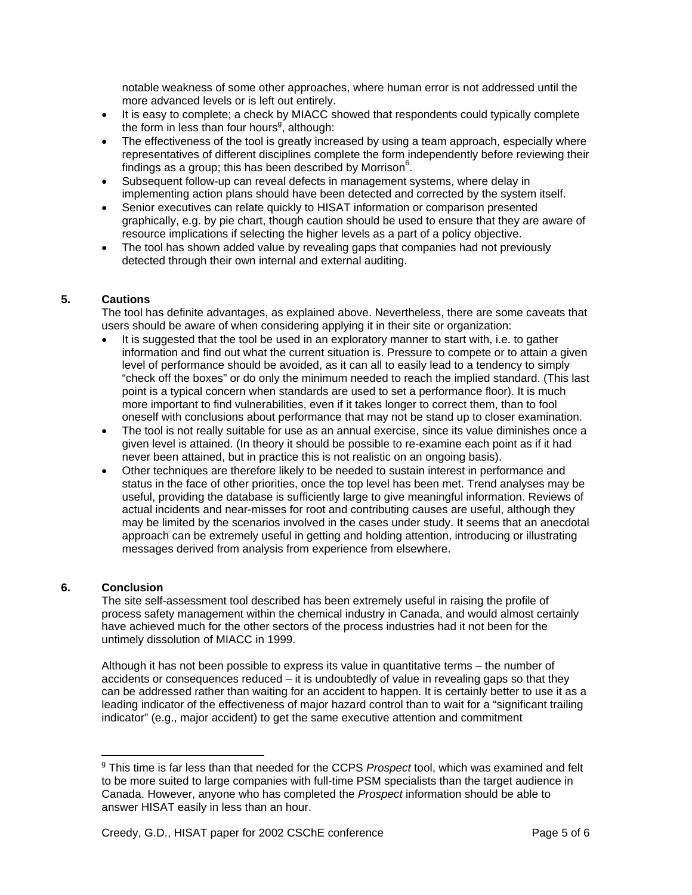notable weakness of some other approaches, where human error is not addressed until the more advanced levels or is left out entirely.

- It is easy to complete; a check by MIACC showed that respondents could typically complete the form in less than four hours[g], although:
- The effectiveness of the tool is greatly increased by using a team approach, especially where representatives of different disciplines complete the form independently before reviewing their findings as a group; this has been described by Morrison[6].
- Subsequent follow-up can reveal defects in management systems, where delay in implementing action plans should have been detected and corrected by the system itself.
- Senior executives can relate quickly to HISAT information or comparison presented graphically, e.g. by pie chart, though caution should be used to ensure that they are aware of resource implications if selecting the higher levels as a part of a policy objective.
- The tool has shown added value by revealing gaps that companies had not previously detected through their own internal and external auditing.

## 5. Cautions

The tool has definite advantages, as explained above. Nevertheless, there are some caveats that users should be aware of when considering applying it in their site or organization:

- It is suggested that the tool be used in an exploratory manner to start with, i.e. to gather information and find out what the current situation is. Pressure to compete or to attain a given level of performance should be avoided, as it can all to easily lead to a tendency to simply "check off the boxes" or do only the minimum needed to reach the implied standard. (This last point is a typical concern when standards are used to set a performance floor). It is much more important to find vulnerabilities, even if it takes longer to correct them, than to fool oneself with conclusions about performance that may not be stand up to closer examination.
- The tool is not really suitable for use as an annual exercise, since its value diminishes once a given level is attained. (In theory it should be possible to re-examine each point as if it had never been attained, but in practice this is not realistic on an ongoing basis).
- Other techniques are therefore likely to be needed to sustain interest in performance and status in the face of other priorities, once the top level has been met. Trend analyses may be useful, providing the database is sufficiently large to give meaningful information. Reviews of actual incidents and near-misses for root and contributing causes are useful, although they may be limited by the scenarios involved in the cases under study. It seems that an anecdotal approach can be extremely useful in getting and holding attention, introducing or illustrating messages derived from analysis from experience from elsewhere.

## 6. Conclusion

The site self-assessment tool described has been extremely useful in raising the profile of process safety management within the chemical industry in Canada, and would almost certainly have achieved much for the other sectors of the process industries had it not been for the untimely dissolution of MIACC in 1999.

Although it has not been possible to express its value in quantitative terms – the number of accidents or consequences reduced – it is undoubtedly of value in revealing gaps so that they can be addressed rather than waiting for an accident to happen. It is certainly better to use it as a leading indicator of the effectiveness of major hazard control than to wait for a "significant trailing indicator" (e.g., major accident) to get the same executive attention and commitment

---

[g] This time is far less than that needed for the CCPS *Prospect* tool, which was examined and felt to be more suited to large companies with full-time PSM specialists than the target audience in Canada. However, anyone who has completed the *Prospect* information should be able to answer HISAT easily in less than an hour.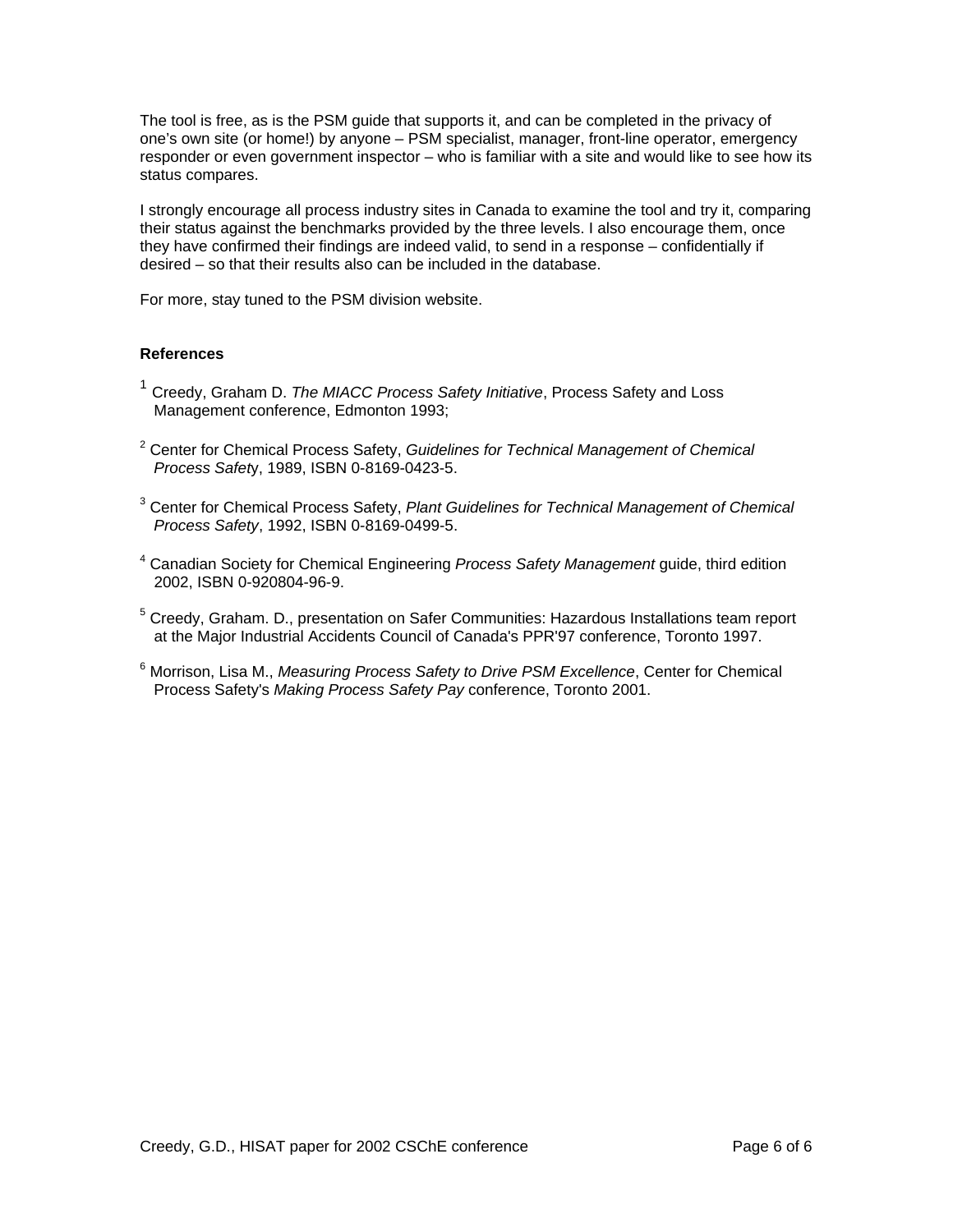The tool is free, as is the PSM guide that supports it, and can be completed in the privacy of one's own site (or home!) by anyone – PSM specialist, manager, front-line operator, emergency responder or even government inspector – who is familiar with a site and would like to see how its status compares.

I strongly encourage all process industry sites in Canada to examine the tool and try it, comparing their status against the benchmarks provided by the three levels. I also encourage them, once they have confirmed their findings are indeed valid, to send in a response – confidentially if desired – so that their results also can be included in the database.

For more, stay tuned to the PSM division website.

**References**

[1] Creedy, Graham D. *The MIACC Process Safety Initiative*, Process Safety and Loss Management conference, Edmonton 1993;

[2] Center for Chemical Process Safety, *Guidelines for Technical Management of Chemical Process Safety*, 1989, ISBN 0-8169-0423-5.

[3] Center for Chemical Process Safety, *Plant Guidelines for Technical Management of Chemical Process Safety*, 1992, ISBN 0-8169-0499-5.

[4] Canadian Society for Chemical Engineering *Process Safety Management* guide, third edition 2002, ISBN 0-920804-96-9.

[5] Creedy, Graham. D., presentation on Safer Communities: Hazardous Installations team report at the Major Industrial Accidents Council of Canada's PPR'97 conference, Toronto 1997.

[6] Morrison, Lisa M., *Measuring Process Safety to Drive PSM Excellence*, Center for Chemical Process Safety's *Making Process Safety Pay* conference, Toronto 2001.